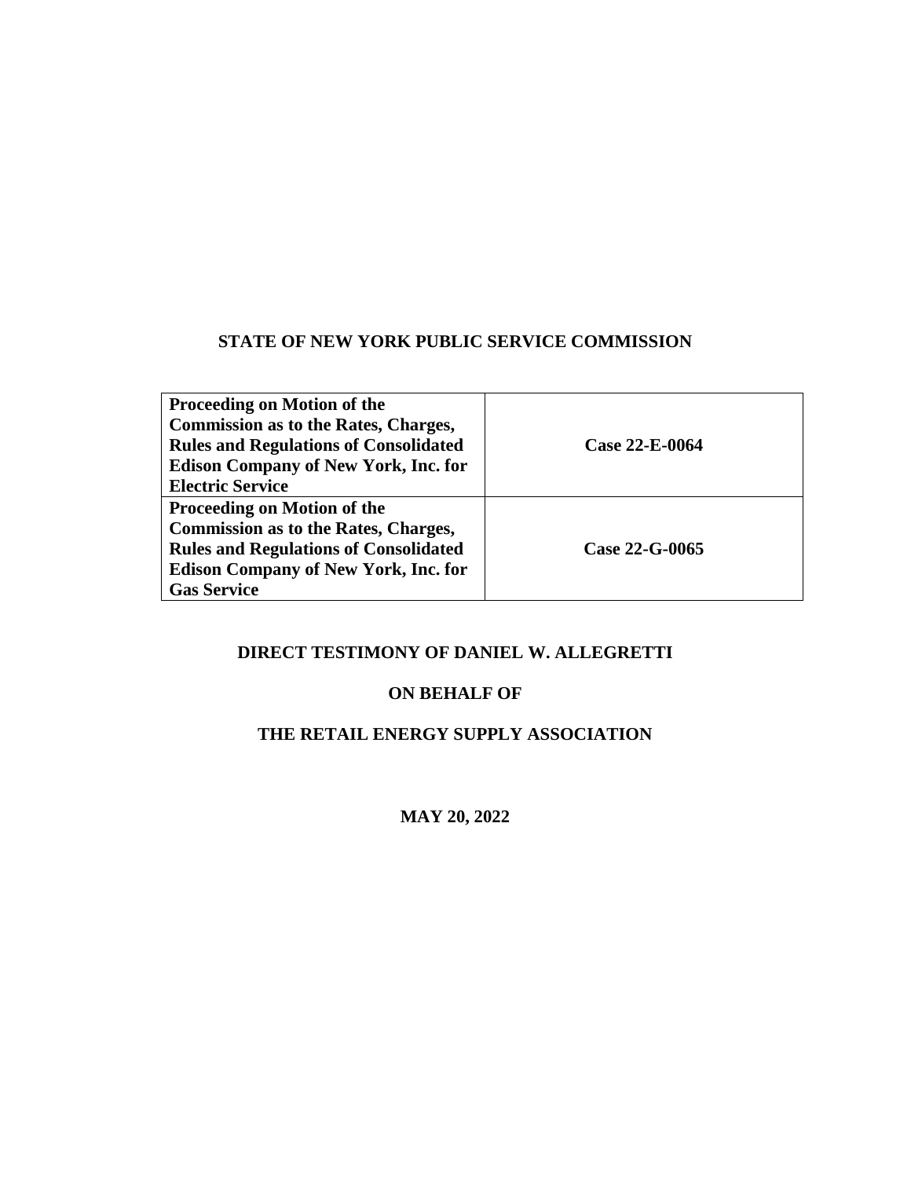**STATE OF NEW YORK PUBLIC SERVICE COMMISSION**

| Proceeding on Motion of the Commission as to the Rates, Charges, Rules and Regulations of Consolidated Edison Company of New York, Inc. for Electric Service | Case 22-E-0064 |
|---|---|
| **Proceeding on Motion of the Commission as to the Rates, Charges, Rules and Regulations of Consolidated Edison Company of New York, Inc. for Gas Service** | **Case 22-G-0065** |

**DIRECT TESTIMONY OF DANIEL W. ALLEGRETTI**

**ON BEHALF OF**

**THE RETAIL ENERGY SUPPLY ASSOCIATION**

**MAY 20, 2022**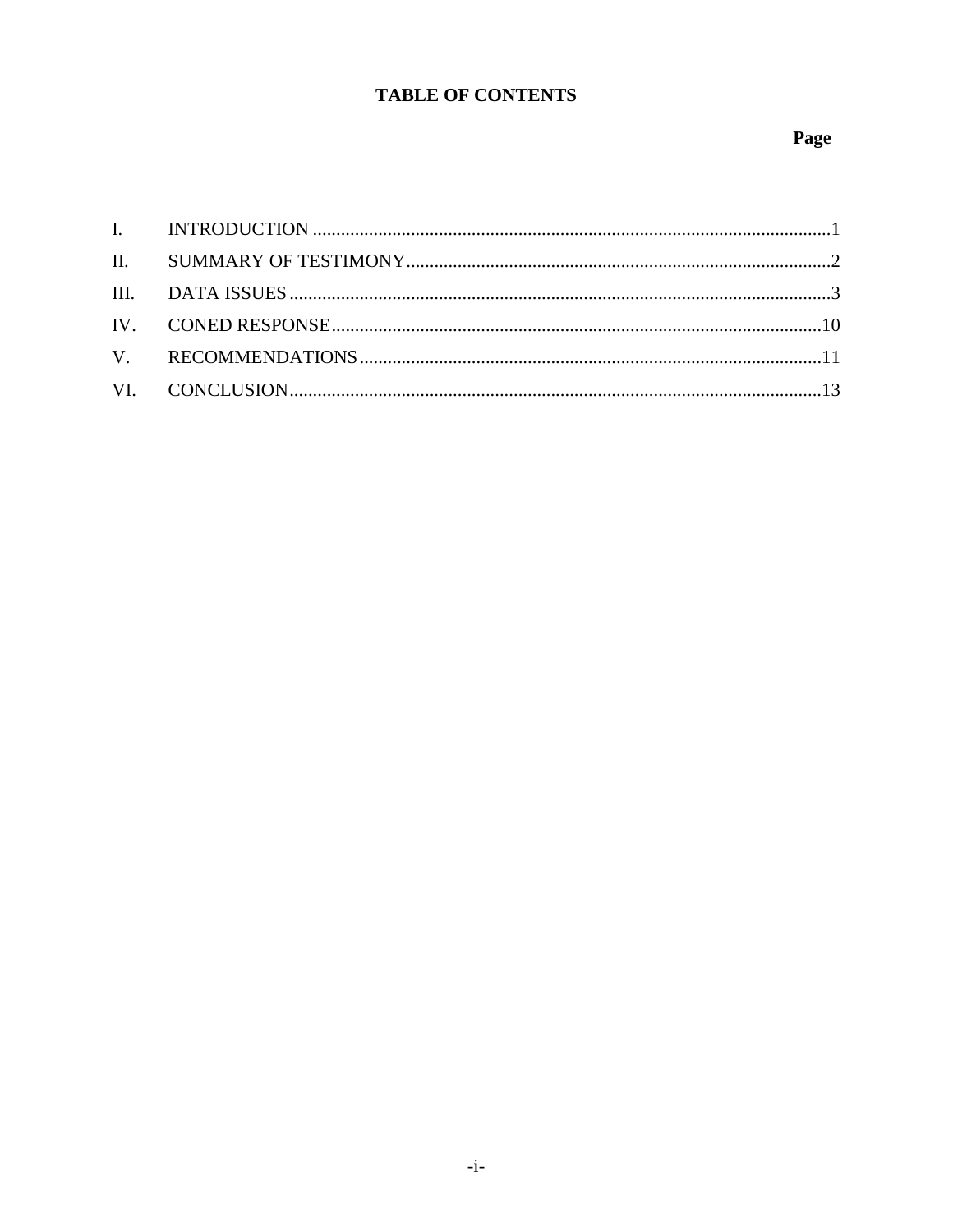# TABLE OF CONTENTS

| | | Page |
|---|---|---|
| I. | INTRODUCTION | 1 |
| II. | SUMMARY OF TESTIMONY | 2 |
| III. | DATA ISSUES | 3 |
| IV. | CONED RESPONSE | 10 |
| V. | RECOMMENDATIONS | 11 |
| VI. | CONCLUSION | 13 |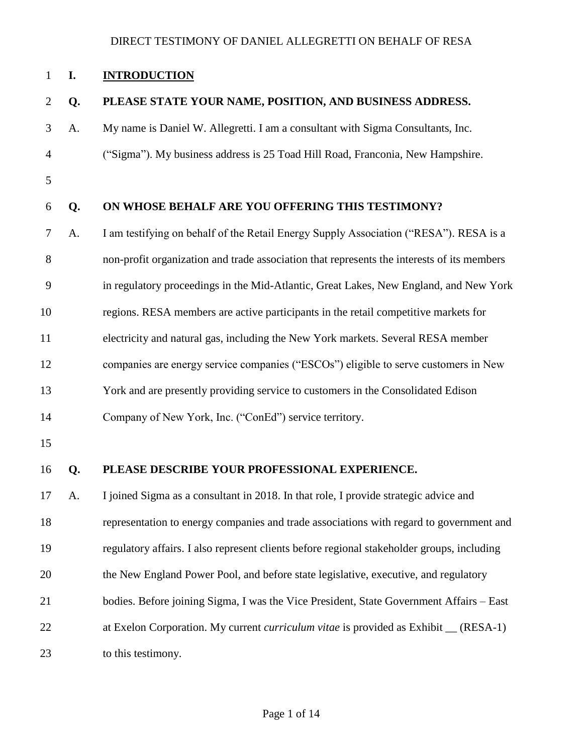DIRECT TESTIMONY OF DANIEL ALLEGRETTI ON BEHALF OF RESA

## I. INTRODUCTION

**Q. PLEASE STATE YOUR NAME, POSITION, AND BUSINESS ADDRESS.**

A. My name is Daniel W. Allegretti. I am a consultant with Sigma Consultants, Inc. ("Sigma"). My business address is 25 Toad Hill Road, Franconia, New Hampshire.

**Q. ON WHOSE BEHALF ARE YOU OFFERING THIS TESTIMONY?**

A. I am testifying on behalf of the Retail Energy Supply Association ("RESA"). RESA is a non-profit organization and trade association that represents the interests of its members in regulatory proceedings in the Mid-Atlantic, Great Lakes, New England, and New York regions. RESA members are active participants in the retail competitive markets for electricity and natural gas, including the New York markets. Several RESA member companies are energy service companies ("ESCOs") eligible to serve customers in New York and are presently providing service to customers in the Consolidated Edison Company of New York, Inc. ("ConEd") service territory.

**Q. PLEASE DESCRIBE YOUR PROFESSIONAL EXPERIENCE.**

A. I joined Sigma as a consultant in 2018. In that role, I provide strategic advice and representation to energy companies and trade associations with regard to government and regulatory affairs. I also represent clients before regional stakeholder groups, including the New England Power Pool, and before state legislative, executive, and regulatory bodies. Before joining Sigma, I was the Vice President, State Government Affairs – East at Exelon Corporation. My current *curriculum vitae* is provided as Exhibit __ (RESA-1) to this testimony.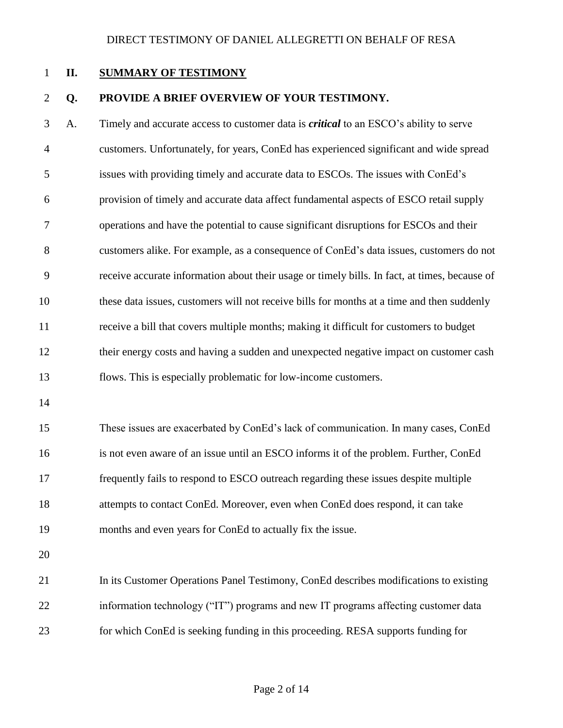## II. SUMMARY OF TESTIMONY

**Q. PROVIDE A BRIEF OVERVIEW OF YOUR TESTIMONY.**

A. Timely and accurate access to customer data is ***critical*** to an ESCO's ability to serve customers. Unfortunately, for years, ConEd has experienced significant and wide spread issues with providing timely and accurate data to ESCOs. The issues with ConEd's provision of timely and accurate data affect fundamental aspects of ESCO retail supply operations and have the potential to cause significant disruptions for ESCOs and their customers alike. For example, as a consequence of ConEd's data issues, customers do not receive accurate information about their usage or timely bills. In fact, at times, because of these data issues, customers will not receive bills for months at a time and then suddenly receive a bill that covers multiple months; making it difficult for customers to budget their energy costs and having a sudden and unexpected negative impact on customer cash flows. This is especially problematic for low-income customers.

These issues are exacerbated by ConEd's lack of communication. In many cases, ConEd is not even aware of an issue until an ESCO informs it of the problem. Further, ConEd frequently fails to respond to ESCO outreach regarding these issues despite multiple attempts to contact ConEd. Moreover, even when ConEd does respond, it can take months and even years for ConEd to actually fix the issue.

In its Customer Operations Panel Testimony, ConEd describes modifications to existing information technology ("IT") programs and new IT programs affecting customer data for which ConEd is seeking funding in this proceeding. RESA supports funding for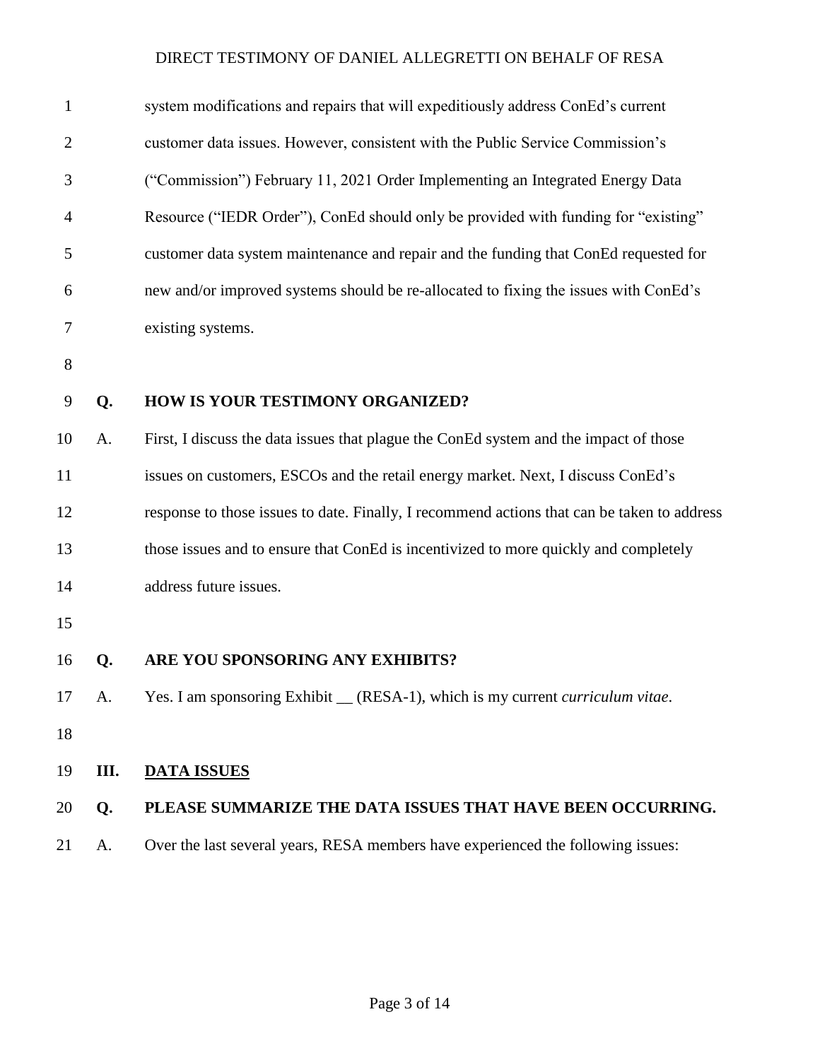system modifications and repairs that will expeditiously address ConEd's current customer data issues. However, consistent with the Public Service Commission's ("Commission") February 11, 2021 Order Implementing an Integrated Energy Data Resource ("IEDR Order"), ConEd should only be provided with funding for "existing" customer data system maintenance and repair and the funding that ConEd requested for new and/or improved systems should be re-allocated to fixing the issues with ConEd's existing systems.

**Q. HOW IS YOUR TESTIMONY ORGANIZED?**

A. First, I discuss the data issues that plague the ConEd system and the impact of those issues on customers, ESCOs and the retail energy market. Next, I discuss ConEd's response to those issues to date. Finally, I recommend actions that can be taken to address those issues and to ensure that ConEd is incentivized to more quickly and completely address future issues.

**Q. ARE YOU SPONSORING ANY EXHIBITS?**

A. Yes. I am sponsoring Exhibit __ (RESA-1), which is my current *curriculum vitae*.

## III. DATA ISSUES

**Q. PLEASE SUMMARIZE THE DATA ISSUES THAT HAVE BEEN OCCURRING.**

A. Over the last several years, RESA members have experienced the following issues: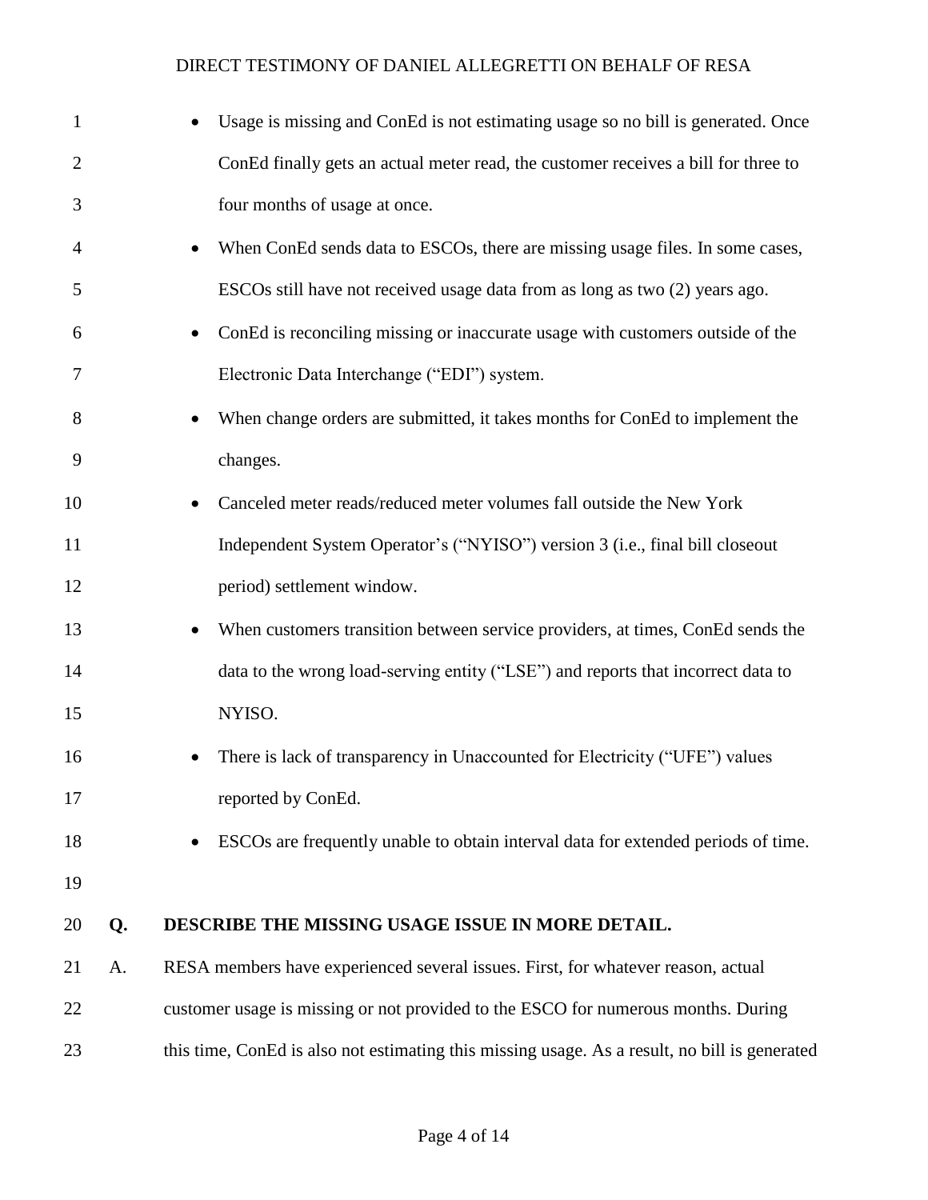- Usage is missing and ConEd is not estimating usage so no bill is generated. Once ConEd finally gets an actual meter read, the customer receives a bill for three to four months of usage at once.
- When ConEd sends data to ESCOs, there are missing usage files. In some cases, ESCOs still have not received usage data from as long as two (2) years ago.
- ConEd is reconciling missing or inaccurate usage with customers outside of the Electronic Data Interchange ("EDI") system.
- When change orders are submitted, it takes months for ConEd to implement the changes.
- Canceled meter reads/reduced meter volumes fall outside the New York Independent System Operator's ("NYISO") version 3 (i.e., final bill closeout period) settlement window.
- When customers transition between service providers, at times, ConEd sends the data to the wrong load-serving entity ("LSE") and reports that incorrect data to NYISO.
- There is lack of transparency in Unaccounted for Electricity ("UFE") values reported by ConEd.
- ESCOs are frequently unable to obtain interval data for extended periods of time.

**Q. DESCRIBE THE MISSING USAGE ISSUE IN MORE DETAIL.**

A. RESA members have experienced several issues. First, for whatever reason, actual customer usage is missing or not provided to the ESCO for numerous months. During this time, ConEd is also not estimating this missing usage. As a result, no bill is generated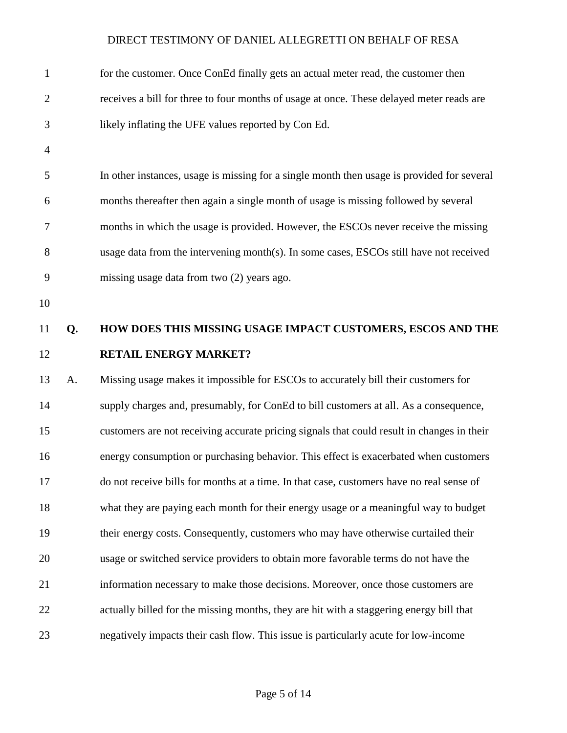for the customer. Once ConEd finally gets an actual meter read, the customer then receives a bill for three to four months of usage at once. These delayed meter reads are likely inflating the UFE values reported by Con Ed.

In other instances, usage is missing for a single month then usage is provided for several months thereafter then again a single month of usage is missing followed by several months in which the usage is provided. However, the ESCOs never receive the missing usage data from the intervening month(s). In some cases, ESCOs still have not received missing usage data from two (2) years ago.

**Q. HOW DOES THIS MISSING USAGE IMPACT CUSTOMERS, ESCOS AND THE RETAIL ENERGY MARKET?**

A. Missing usage makes it impossible for ESCOs to accurately bill their customers for supply charges and, presumably, for ConEd to bill customers at all. As a consequence, customers are not receiving accurate pricing signals that could result in changes in their energy consumption or purchasing behavior. This effect is exacerbated when customers do not receive bills for months at a time. In that case, customers have no real sense of what they are paying each month for their energy usage or a meaningful way to budget their energy costs. Consequently, customers who may have otherwise curtailed their usage or switched service providers to obtain more favorable terms do not have the information necessary to make those decisions. Moreover, once those customers are actually billed for the missing months, they are hit with a staggering energy bill that negatively impacts their cash flow. This issue is particularly acute for low-income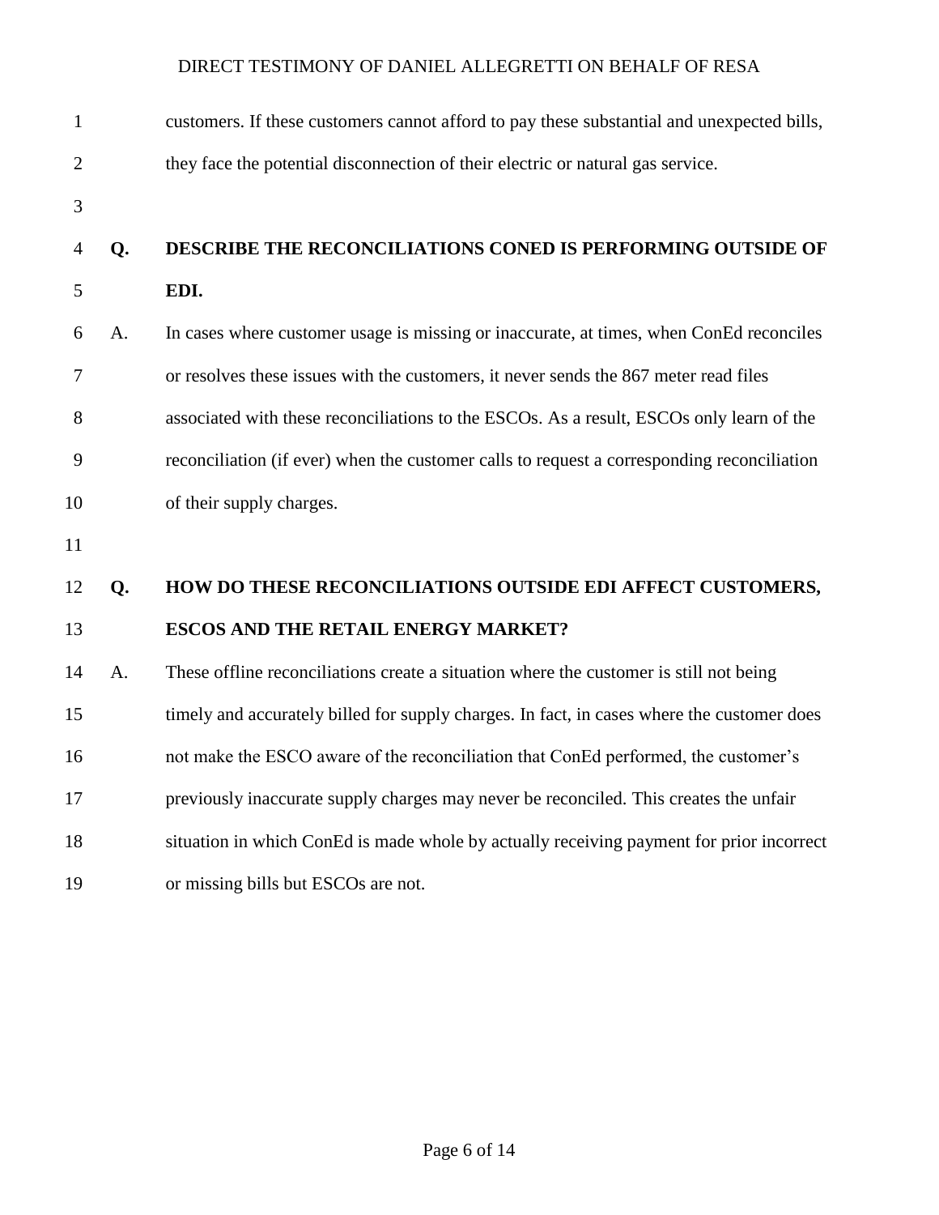customers. If these customers cannot afford to pay these substantial and unexpected bills, they face the potential disconnection of their electric or natural gas service.

**Q. DESCRIBE THE RECONCILIATIONS CONED IS PERFORMING OUTSIDE OF EDI.**

A. In cases where customer usage is missing or inaccurate, at times, when ConEd reconciles or resolves these issues with the customers, it never sends the 867 meter read files associated with these reconciliations to the ESCOs. As a result, ESCOs only learn of the reconciliation (if ever) when the customer calls to request a corresponding reconciliation of their supply charges.

**Q. HOW DO THESE RECONCILIATIONS OUTSIDE EDI AFFECT CUSTOMERS, ESCOS AND THE RETAIL ENERGY MARKET?**

A. These offline reconciliations create a situation where the customer is still not being timely and accurately billed for supply charges. In fact, in cases where the customer does not make the ESCO aware of the reconciliation that ConEd performed, the customer's previously inaccurate supply charges may never be reconciled. This creates the unfair situation in which ConEd is made whole by actually receiving payment for prior incorrect or missing bills but ESCOs are not.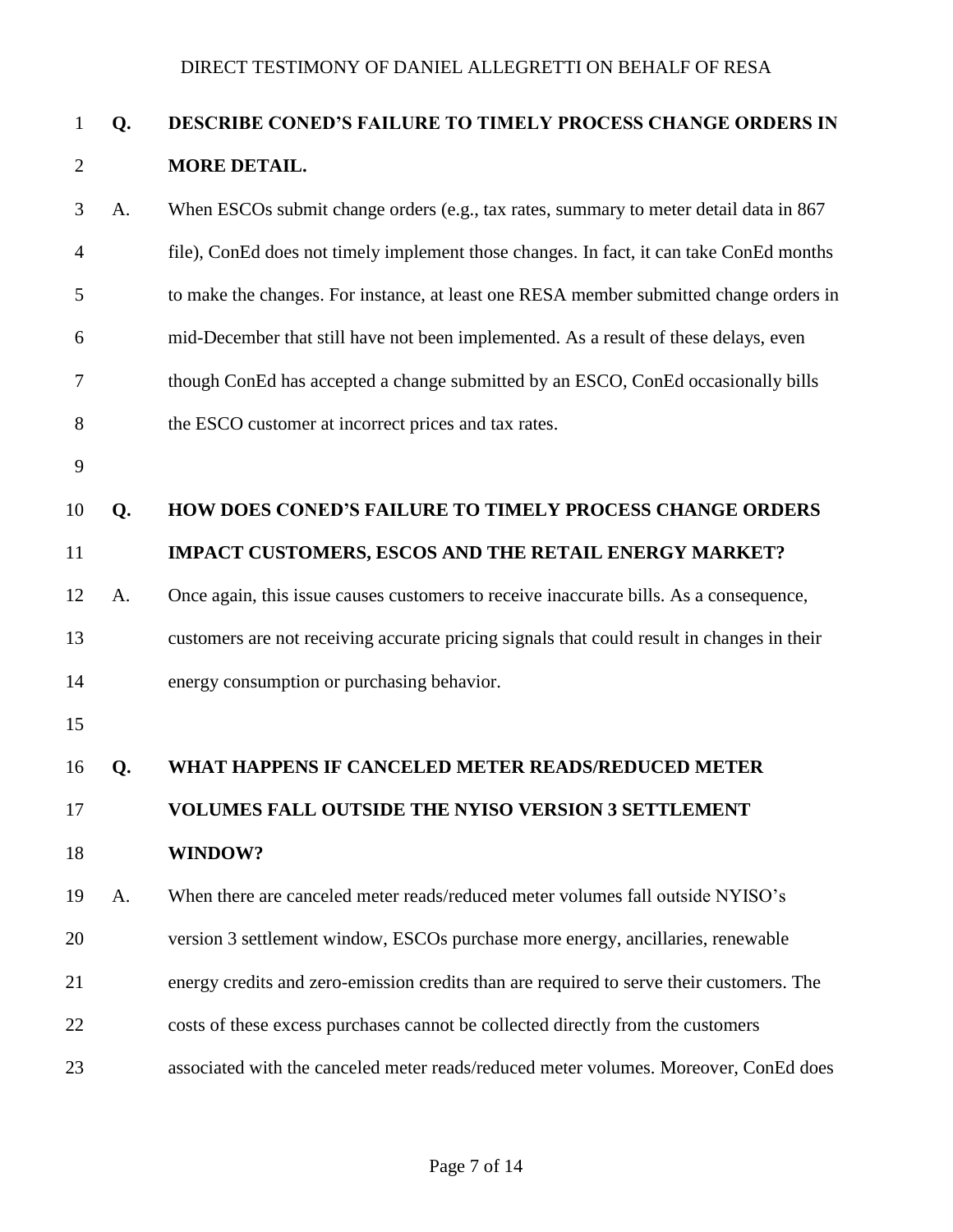**Q. DESCRIBE CONED'S FAILURE TO TIMELY PROCESS CHANGE ORDERS IN MORE DETAIL.**

A. When ESCOs submit change orders (e.g., tax rates, summary to meter detail data in 867 file), ConEd does not timely implement those changes. In fact, it can take ConEd months to make the changes. For instance, at least one RESA member submitted change orders in mid-December that still have not been implemented. As a result of these delays, even though ConEd has accepted a change submitted by an ESCO, ConEd occasionally bills the ESCO customer at incorrect prices and tax rates.

**Q. HOW DOES CONED'S FAILURE TO TIMELY PROCESS CHANGE ORDERS IMPACT CUSTOMERS, ESCOS AND THE RETAIL ENERGY MARKET?**

A. Once again, this issue causes customers to receive inaccurate bills. As a consequence, customers are not receiving accurate pricing signals that could result in changes in their energy consumption or purchasing behavior.

**Q. WHAT HAPPENS IF CANCELED METER READS/REDUCED METER VOLUMES FALL OUTSIDE THE NYISO VERSION 3 SETTLEMENT WINDOW?**

A. When there are canceled meter reads/reduced meter volumes fall outside NYISO's version 3 settlement window, ESCOs purchase more energy, ancillaries, renewable energy credits and zero-emission credits than are required to serve their customers. The costs of these excess purchases cannot be collected directly from the customers associated with the canceled meter reads/reduced meter volumes. Moreover, ConEd does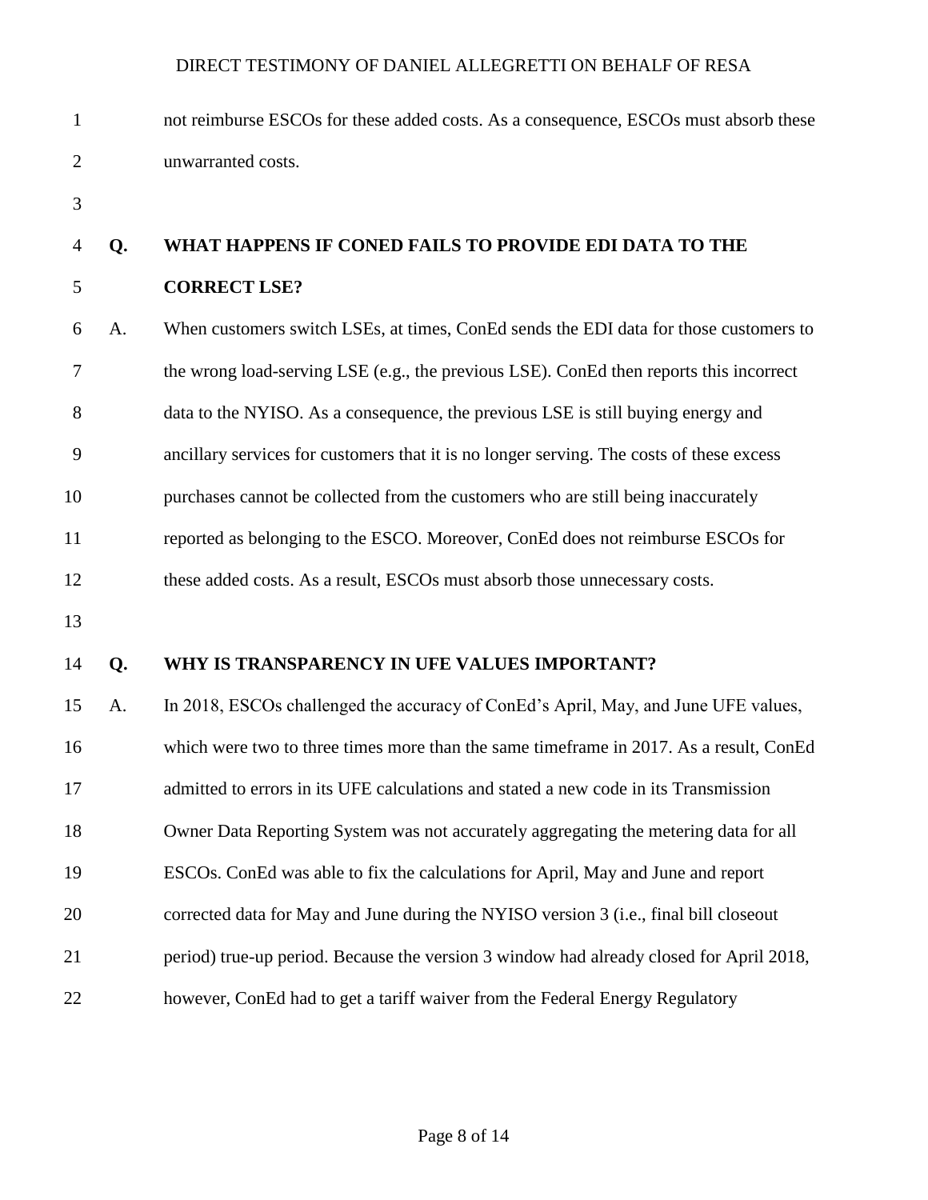not reimburse ESCOs for these added costs. As a consequence, ESCOs must absorb these unwarranted costs.

**Q. WHAT HAPPENS IF CONED FAILS TO PROVIDE EDI DATA TO THE CORRECT LSE?**

A. When customers switch LSEs, at times, ConEd sends the EDI data for those customers to the wrong load-serving LSE (e.g., the previous LSE). ConEd then reports this incorrect data to the NYISO. As a consequence, the previous LSE is still buying energy and ancillary services for customers that it is no longer serving. The costs of these excess purchases cannot be collected from the customers who are still being inaccurately reported as belonging to the ESCO. Moreover, ConEd does not reimburse ESCOs for these added costs. As a result, ESCOs must absorb those unnecessary costs.

**Q. WHY IS TRANSPARENCY IN UFE VALUES IMPORTANT?**

A. In 2018, ESCOs challenged the accuracy of ConEd's April, May, and June UFE values, which were two to three times more than the same timeframe in 2017. As a result, ConEd admitted to errors in its UFE calculations and stated a new code in its Transmission Owner Data Reporting System was not accurately aggregating the metering data for all ESCOs. ConEd was able to fix the calculations for April, May and June and report corrected data for May and June during the NYISO version 3 (i.e., final bill closeout period) true-up period. Because the version 3 window had already closed for April 2018, however, ConEd had to get a tariff waiver from the Federal Energy Regulatory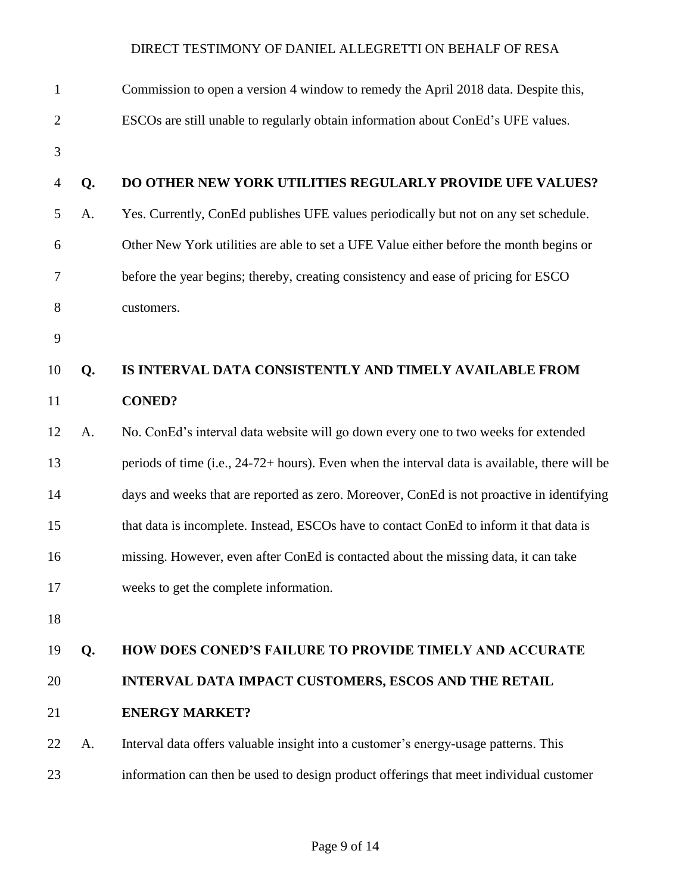Commission to open a version 4 window to remedy the April 2018 data. Despite this, ESCOs are still unable to regularly obtain information about ConEd's UFE values.

**Q. DO OTHER NEW YORK UTILITIES REGULARLY PROVIDE UFE VALUES?**

A. Yes. Currently, ConEd publishes UFE values periodically but not on any set schedule. Other New York utilities are able to set a UFE Value either before the month begins or before the year begins; thereby, creating consistency and ease of pricing for ESCO customers.

**Q. IS INTERVAL DATA CONSISTENTLY AND TIMELY AVAILABLE FROM CONED?**

A. No. ConEd's interval data website will go down every one to two weeks for extended periods of time (i.e., 24-72+ hours). Even when the interval data is available, there will be days and weeks that are reported as zero. Moreover, ConEd is not proactive in identifying that data is incomplete. Instead, ESCOs have to contact ConEd to inform it that data is missing. However, even after ConEd is contacted about the missing data, it can take weeks to get the complete information.

**Q. HOW DOES CONED'S FAILURE TO PROVIDE TIMELY AND ACCURATE INTERVAL DATA IMPACT CUSTOMERS, ESCOS AND THE RETAIL ENERGY MARKET?**

A. Interval data offers valuable insight into a customer's energy-usage patterns. This information can then be used to design product offerings that meet individual customer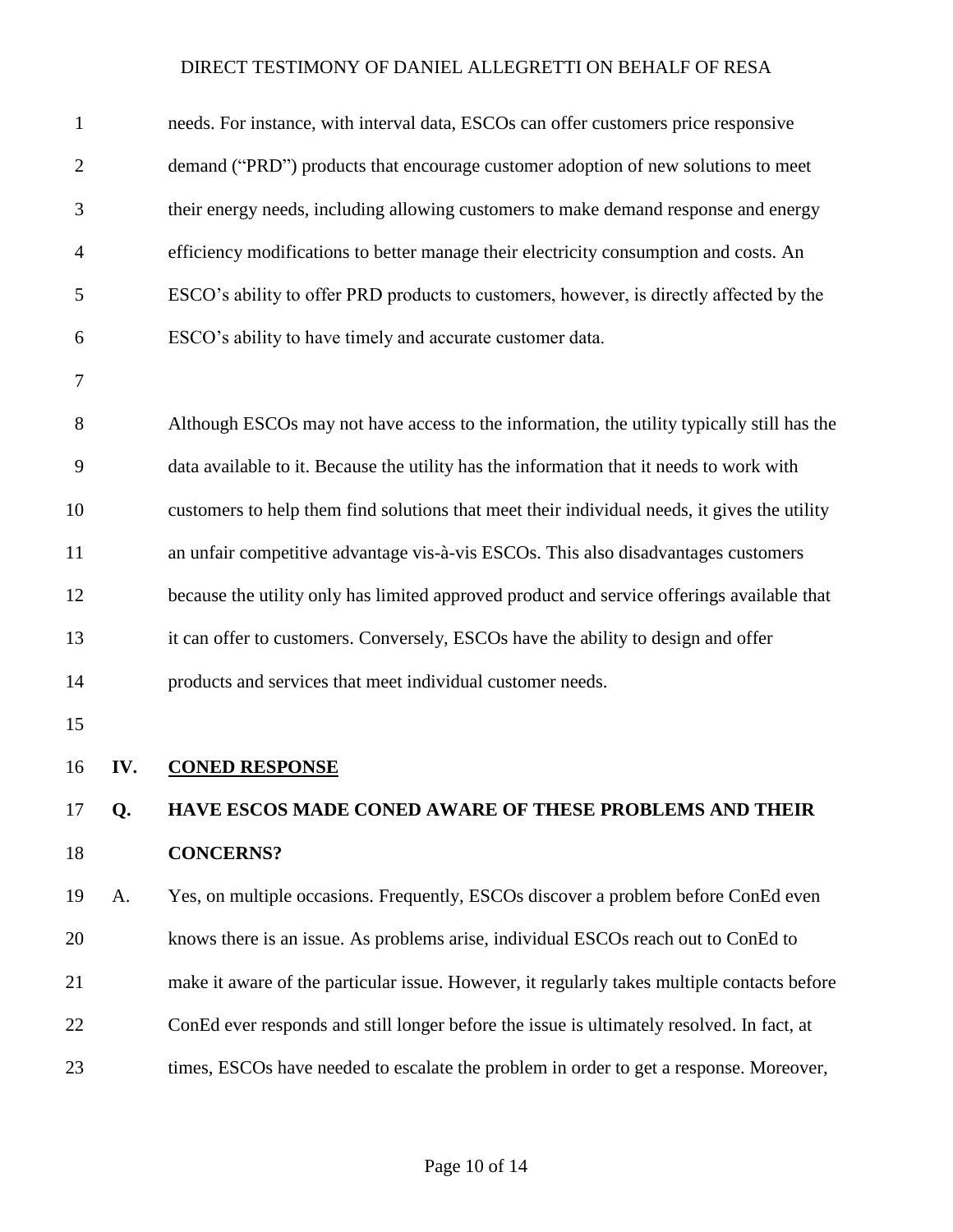needs. For instance, with interval data, ESCOs can offer customers price responsive demand ("PRD") products that encourage customer adoption of new solutions to meet their energy needs, including allowing customers to make demand response and energy efficiency modifications to better manage their electricity consumption and costs. An ESCO's ability to offer PRD products to customers, however, is directly affected by the ESCO's ability to have timely and accurate customer data.

Although ESCOs may not have access to the information, the utility typically still has the data available to it. Because the utility has the information that it needs to work with customers to help them find solutions that meet their individual needs, it gives the utility an unfair competitive advantage vis-à-vis ESCOs. This also disadvantages customers because the utility only has limited approved product and service offerings available that it can offer to customers. Conversely, ESCOs have the ability to design and offer products and services that meet individual customer needs.

## IV. CONED RESPONSE

**Q. HAVE ESCOS MADE CONED AWARE OF THESE PROBLEMS AND THEIR CONCERNS?**

A. Yes, on multiple occasions. Frequently, ESCOs discover a problem before ConEd even knows there is an issue. As problems arise, individual ESCOs reach out to ConEd to make it aware of the particular issue. However, it regularly takes multiple contacts before ConEd ever responds and still longer before the issue is ultimately resolved. In fact, at times, ESCOs have needed to escalate the problem in order to get a response. Moreover,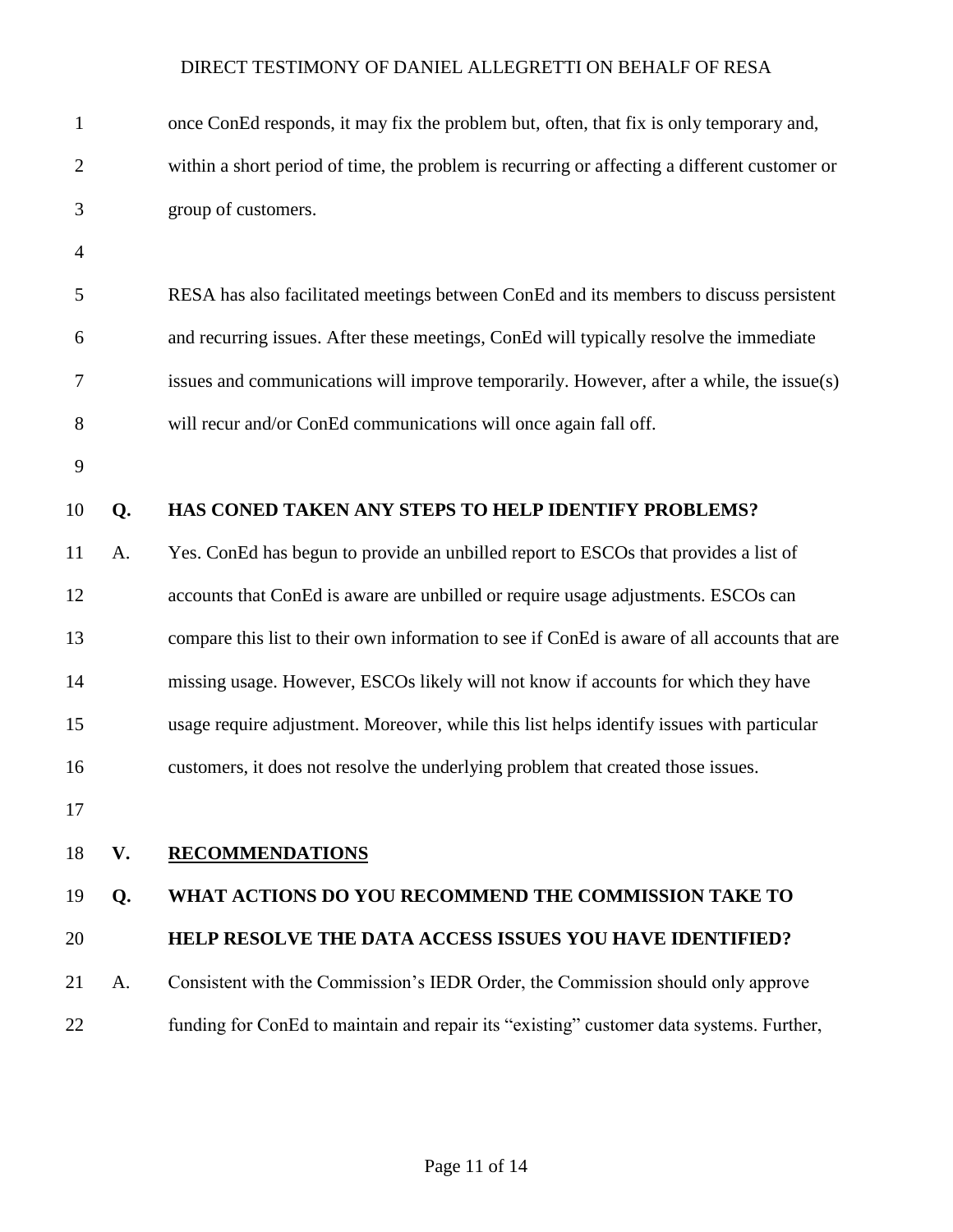once ConEd responds, it may fix the problem but, often, that fix is only temporary and, within a short period of time, the problem is recurring or affecting a different customer or group of customers.

RESA has also facilitated meetings between ConEd and its members to discuss persistent and recurring issues. After these meetings, ConEd will typically resolve the immediate issues and communications will improve temporarily. However, after a while, the issue(s) will recur and/or ConEd communications will once again fall off.

**Q. HAS CONED TAKEN ANY STEPS TO HELP IDENTIFY PROBLEMS?**

A. Yes. ConEd has begun to provide an unbilled report to ESCOs that provides a list of accounts that ConEd is aware are unbilled or require usage adjustments. ESCOs can compare this list to their own information to see if ConEd is aware of all accounts that are missing usage. However, ESCOs likely will not know if accounts for which they have usage require adjustment. Moreover, while this list helps identify issues with particular customers, it does not resolve the underlying problem that created those issues.

## V. RECOMMENDATIONS

**Q. WHAT ACTIONS DO YOU RECOMMEND THE COMMISSION TAKE TO HELP RESOLVE THE DATA ACCESS ISSUES YOU HAVE IDENTIFIED?**

A. Consistent with the Commission's IEDR Order, the Commission should only approve funding for ConEd to maintain and repair its "existing" customer data systems. Further,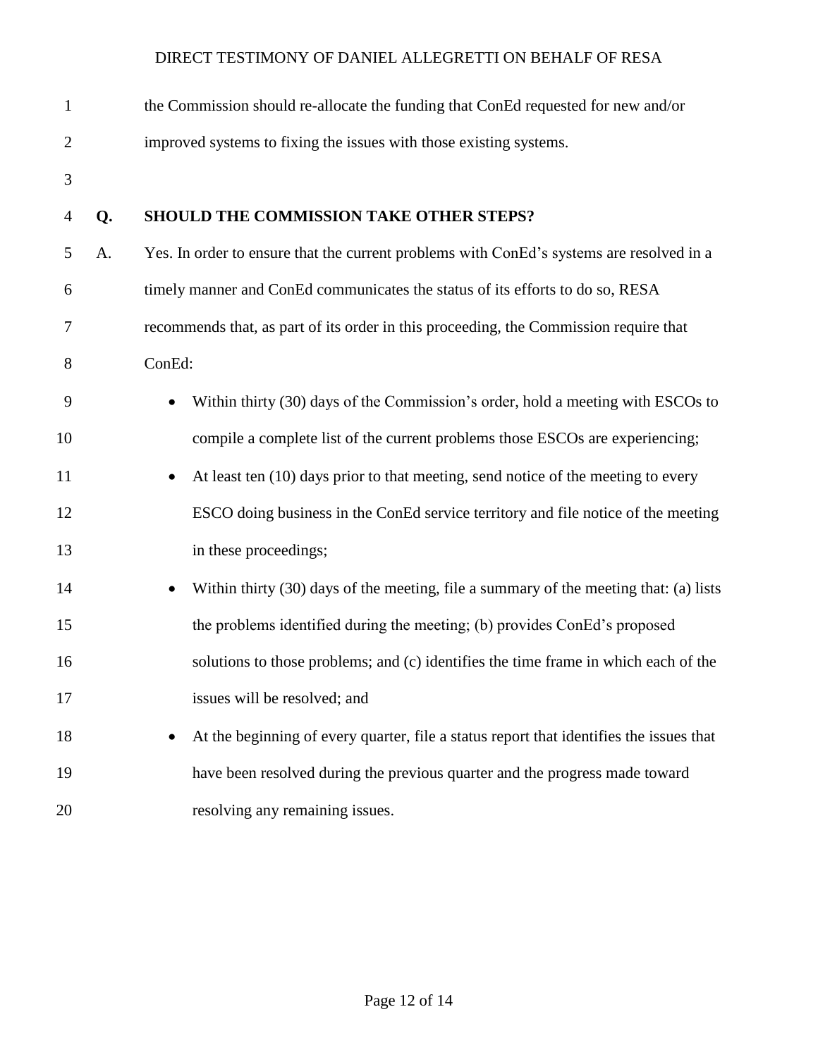the Commission should re-allocate the funding that ConEd requested for new and/or improved systems to fixing the issues with those existing systems.

**Q. SHOULD THE COMMISSION TAKE OTHER STEPS?**

A. Yes. In order to ensure that the current problems with ConEd's systems are resolved in a timely manner and ConEd communicates the status of its efforts to do so, RESA recommends that, as part of its order in this proceeding, the Commission require that ConEd:

- Within thirty (30) days of the Commission's order, hold a meeting with ESCOs to compile a complete list of the current problems those ESCOs are experiencing;
- At least ten (10) days prior to that meeting, send notice of the meeting to every ESCO doing business in the ConEd service territory and file notice of the meeting in these proceedings;
- Within thirty (30) days of the meeting, file a summary of the meeting that: (a) lists the problems identified during the meeting; (b) provides ConEd's proposed solutions to those problems; and (c) identifies the time frame in which each of the issues will be resolved; and
- At the beginning of every quarter, file a status report that identifies the issues that have been resolved during the previous quarter and the progress made toward resolving any remaining issues.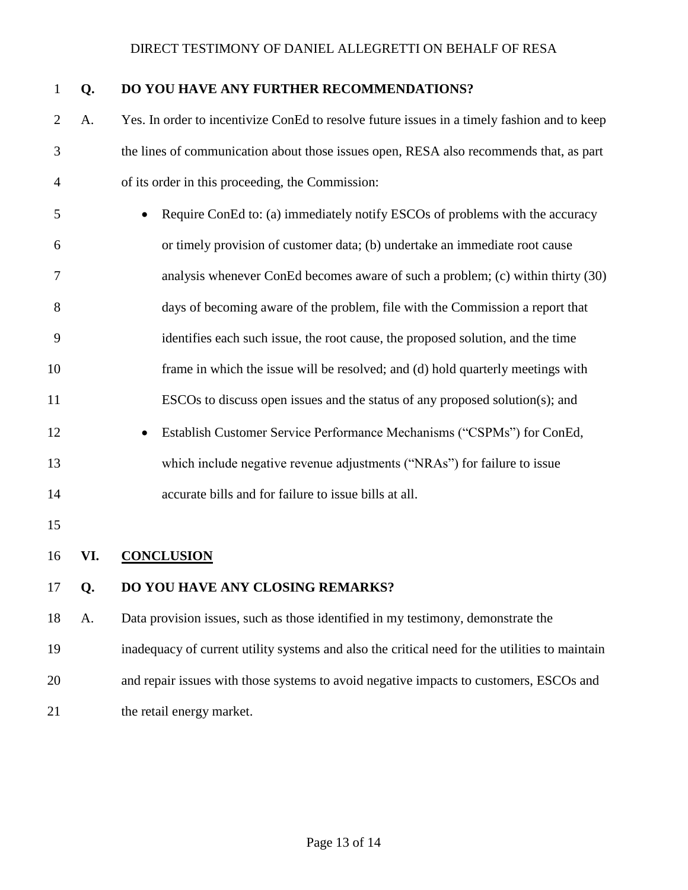**Q. DO YOU HAVE ANY FURTHER RECOMMENDATIONS?**

A. Yes. In order to incentivize ConEd to resolve future issues in a timely fashion and to keep the lines of communication about those issues open, RESA also recommends that, as part of its order in this proceeding, the Commission:

- Require ConEd to: (a) immediately notify ESCOs of problems with the accuracy or timely provision of customer data; (b) undertake an immediate root cause analysis whenever ConEd becomes aware of such a problem; (c) within thirty (30) days of becoming aware of the problem, file with the Commission a report that identifies each such issue, the root cause, the proposed solution, and the time frame in which the issue will be resolved; and (d) hold quarterly meetings with ESCOs to discuss open issues and the status of any proposed solution(s); and
- Establish Customer Service Performance Mechanisms ("CSPMs") for ConEd, which include negative revenue adjustments ("NRAs") for failure to issue accurate bills and for failure to issue bills at all.

## VI. CONCLUSION

**Q. DO YOU HAVE ANY CLOSING REMARKS?**

A. Data provision issues, such as those identified in my testimony, demonstrate the inadequacy of current utility systems and also the critical need for the utilities to maintain and repair issues with those systems to avoid negative impacts to customers, ESCOs and the retail energy market.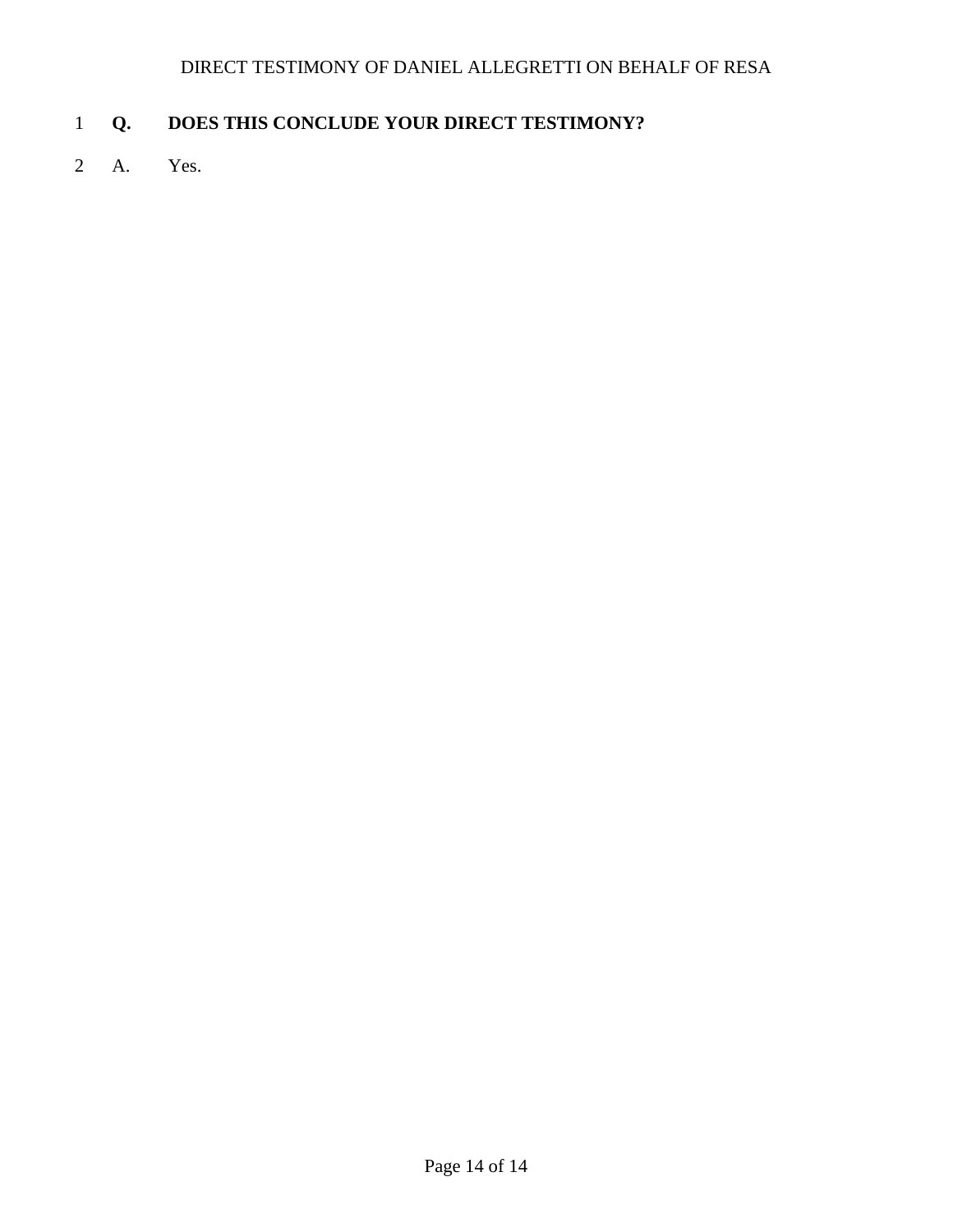**Q. DOES THIS CONCLUDE YOUR DIRECT TESTIMONY?**

A. Yes.